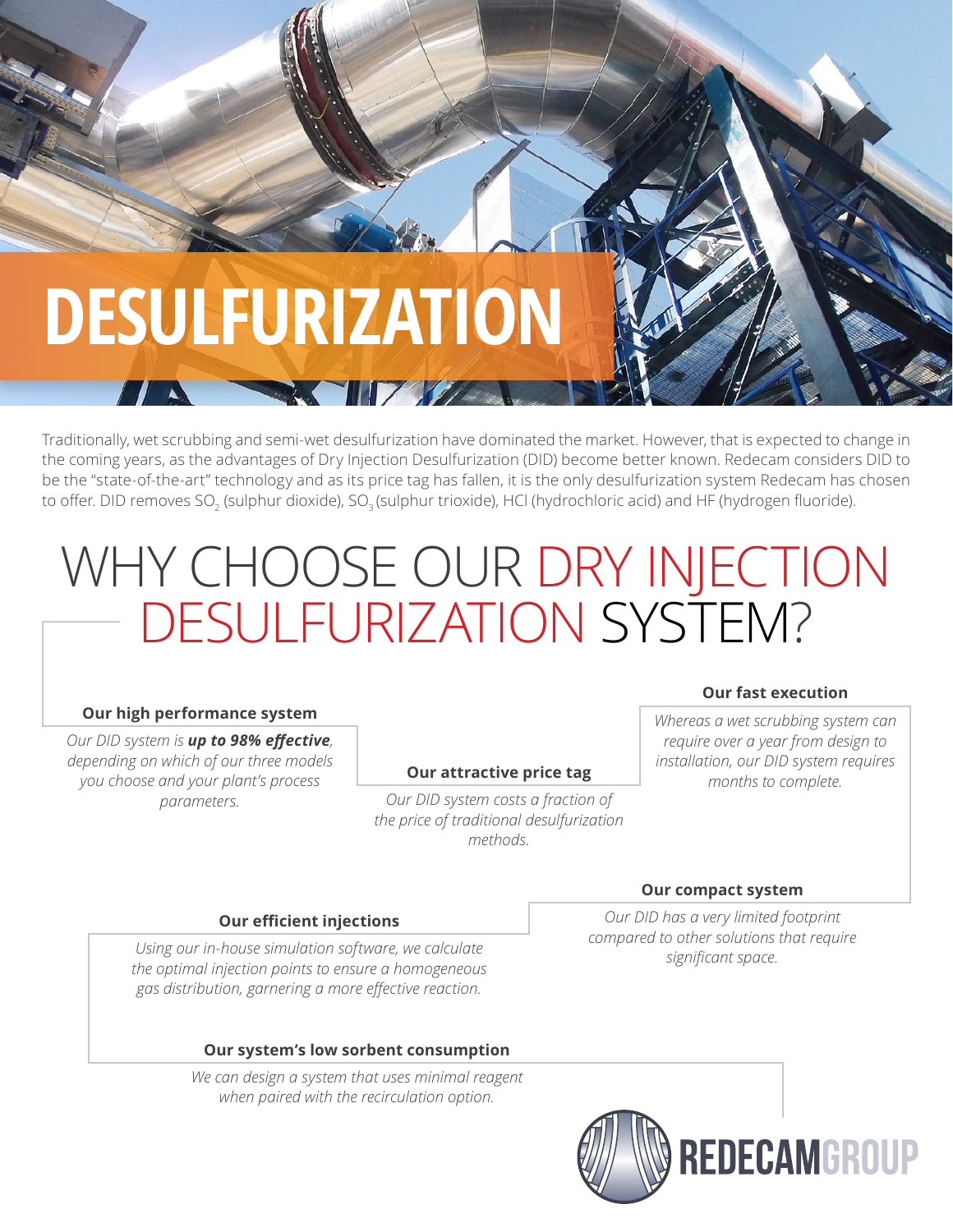# DESULFURIZATION

Traditionally, wet scrubbing and semi-wet desulfurization have dominated the market. However, that is expected to change in the coming years, as the advantages of Dry Injection Desulfurization (DID) become better known. Redecam considers DID to be the "state-of-the-art" technology and as its price tag has fallen, it is the only desulfurization system Redecam has chosen to offer. DID removes $SO_2$ (sulphur dioxide), $SO_3$ (sulphur trioxide), HCl (hydrochloric acid) and HF (hydrogen fluoride).

## WHY CHOOSE OUR DRY INJECTION DESULFURIZATION SYSTEM?

**Our high performance system**

*Our DID system is* ***up to 98% effective****, depending on which of our three models you choose and your plant's process parameters.*

**Our attractive price tag**

*Our DID system costs a fraction of the price of traditional desulfurization methods.*

**Our fast execution**

*Whereas a wet scrubbing system can require over a year from design to installation, our DID system requires months to complete.*

**Our efficient injections**

*Using our in-house simulation software, we calculate the optimal injection points to ensure a homogeneous gas distribution, garnering a more effective reaction.*

**Our compact system**

*Our DID has a very limited footprint compared to other solutions that require significant space.*

**Our system's low sorbent consumption**

*We can design a system that uses minimal reagent when paired with the recirculation option.*

REDECAMGROUP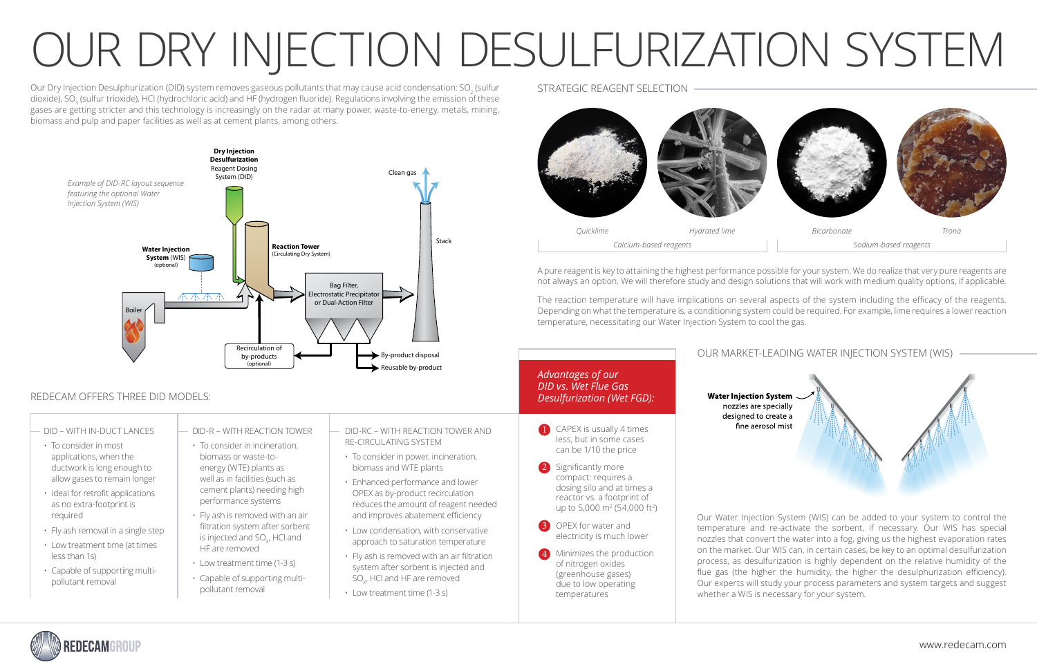# OUR DRY INJECTION DESULFURIZATION SYSTEM

Our Dry Injection Desulphurization (DID) system removes gaseous pollutants that may cause acid condensation: $SO_2$ (sulfur dioxide), $SO_3$ (sulfur trioxide), HCl (hydrochloric acid) and HF (hydrogen fluoride). Regulations involving the emission of these gases are getting stricter and this technology is increasingly on the radar at many power, waste-to-energy, metals, mining, biomass and pulp and paper facilities as well as at cement plants, among others.

*Example of DID-RC layout sequence featuring the optional Water Injection System (WIS)*

**Dry Injection Desulfurization** Reagent Dosing System (DID)

**Water Injection System** (WIS) (optional)

**Reaction Tower** (Circulating Dry System)

Boiler

Bag Filter, Electrostatic Precipitator or Dual-Action Filter

Recirculation of by-products (optional)

Clean gas

Stack

By-product disposal

Reusable by-product

## REDECAM OFFERS THREE DID MODELS:

### DID – WITH IN-DUCT LANCES

- To consider in most applications, when the ductwork is long enough to allow gases to remain longer
- Ideal for retrofit applications as no extra-footprint is required
- Fly ash removal in a single step
- Low treatment time (at times less than 1s)
- Capable of supporting multi-pollutant removal

### DID-R – WITH REACTION TOWER

- To consider in incineration, biomass or waste-to-energy (WTE) plants as well as in facilities (such as cement plants) needing high performance systems
- Fly ash is removed with an air filtration system after sorbent is injected and $SO_x$, HCl and HF are removed
- Low treatment time (1-3 s)
- Capable of supporting multi-pollutant removal

### DID-RC – WITH REACTION TOWER AND RE-CIRCULATING SYSTEM

- To consider in power, incineration, biomass and WTE plants
- Enhanced performance and lower OPEX as by-product recirculation reduces the amount of reagent needed and improves abatement efficiency
- Low condensation, with conservative approach to saturation temperature
- Fly ash is removed with an air filtration system after sorbent is injected and $SO_x$, HCl and HF are removed
- Low treatment time (1-3 s)

## STRATEGIC REAGENT SELECTION

*Quicklime* · *Hydrated lime* — Calcium-based reagents

*Bicarbonate* · *Trona* — Sodium-based reagents

A pure reagent is key to attaining the highest performance possible for your system. We do realize that very pure reagents are not always an option. We will therefore study and design solutions that will work with medium quality options, if applicable.

The reaction temperature will have implications on several aspects of the system including the efficacy of the reagents. Depending on what the temperature is, a conditioning system could be required. For example, lime requires a lower reaction temperature, necessitating our Water Injection System to cool the gas.

### *Advantages of our DID vs. Wet Flue Gas Desulfurization (Wet FGD):*

1. CAPEX is usually 4 times less, but in some cases can be 1/10 the price
2. Significantly more compact: requires a dosing silo and at times a reactor vs. a footprint of up to 5,000 m² (54,000 ft²)
3. OPEX for water and electricity is much lower
4. Minimizes the production of nitrogen oxides (greenhouse gases) due to low operating temperatures

## OUR MARKET-LEADING WATER INJECTION SYSTEM (WIS)

**Water Injection System** nozzles are specially designed to create a fine aerosol mist

Our Water Injection System (WIS) can be added to your system to control the temperature and re-activate the sorbent, if necessary. Our WIS has special nozzles that convert the water into a fog, giving us the highest evaporation rates on the market. Our WIS can, in certain cases, be key to an optimal desulfurization process, as desulfurization is highly dependent on the relative humidity of the flue gas (the higher the humidity, the higher the desulphurization efficiency). Our experts will study your process parameters and system targets and suggest whether a WIS is necessary for your system.

REDECAMGROUP

www.redecam.com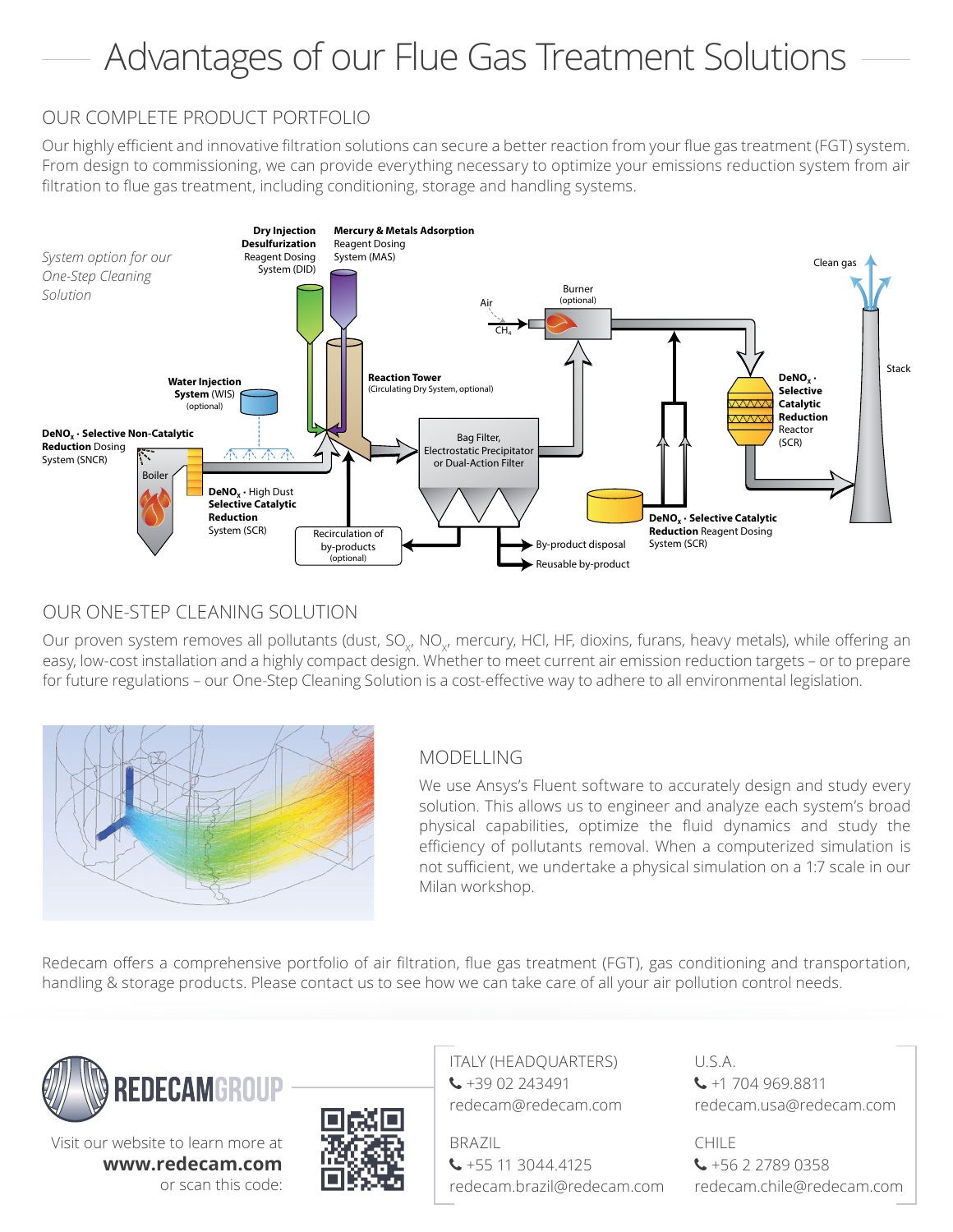# Advantages of our Flue Gas Treatment Solutions

## OUR COMPLETE PRODUCT PORTFOLIO

Our highly efficient and innovative filtration solutions can secure a better reaction from your flue gas treatment (FGT) system. From design to commissioning, we can provide everything necessary to optimize your emissions reduction system from air filtration to flue gas treatment, including conditioning, storage and handling systems.

*System option for our One-Step Cleaning Solution*

**Dry Injection Desulfurization** Reagent Dosing System (DID)

**Mercury & Metals Adsorption** Reagent Dosing System (MAS)

Clean gas

Burner (optional)

Air

$CH_4$

Stack

**Water Injection System** (WIS) (optional)

**Reaction Tower** (Circulating Dry System, optional)

**$DeNO_x$ · Selective Catalytic Reduction** Reactor (SCR)

**$DeNO_x$ · Selective Non-Catalytic Reduction** Dosing System (SNCR)

Bag Filter, Electrostatic Precipitator or Dual-Action Filter

Boiler

**$DeNO_x$** · High Dust **Selective Catalytic Reduction** System (SCR)

Recirculation of by-products (optional)

**$DeNO_x$ · Selective Catalytic Reduction** Reagent Dosing System (SCR)

By-product disposal

Reusable by-product

## OUR ONE-STEP CLEANING SOLUTION

Our proven system removes all pollutants (dust, $SO_x$, $NO_x$, mercury, HCl, HF, dioxins, furans, heavy metals), while offering an easy, low-cost installation and a highly compact design. Whether to meet current air emission reduction targets – or to prepare for future regulations – our One-Step Cleaning Solution is a cost-effective way to adhere to all environmental legislation.

## MODELLING

We use Ansys's Fluent software to accurately design and study every solution. This allows us to engineer and analyze each system's broad physical capabilities, optimize the fluid dynamics and study the efficiency of pollutants removal. When a computerized simulation is not sufficient, we undertake a physical simulation on a 1:7 scale in our Milan workshop.

Redecam offers a comprehensive portfolio of air filtration, flue gas treatment (FGT), gas conditioning and transportation, handling & storage products. Please contact us to see how we can take care of all your air pollution control needs.

REDECAMGROUP

Visit our website to learn more at
**www.redecam.com**
or scan this code:

ITALY (HEADQUARTERS)
+39 02 243491
redecam@redecam.com

U.S.A.
+1 704 969.8811
redecam.usa@redecam.com

BRAZIL
+55 11 3044.4125
redecam.brazil@redecam.com

CHILE
+56 2 2789 0358
redecam.chile@redecam.com